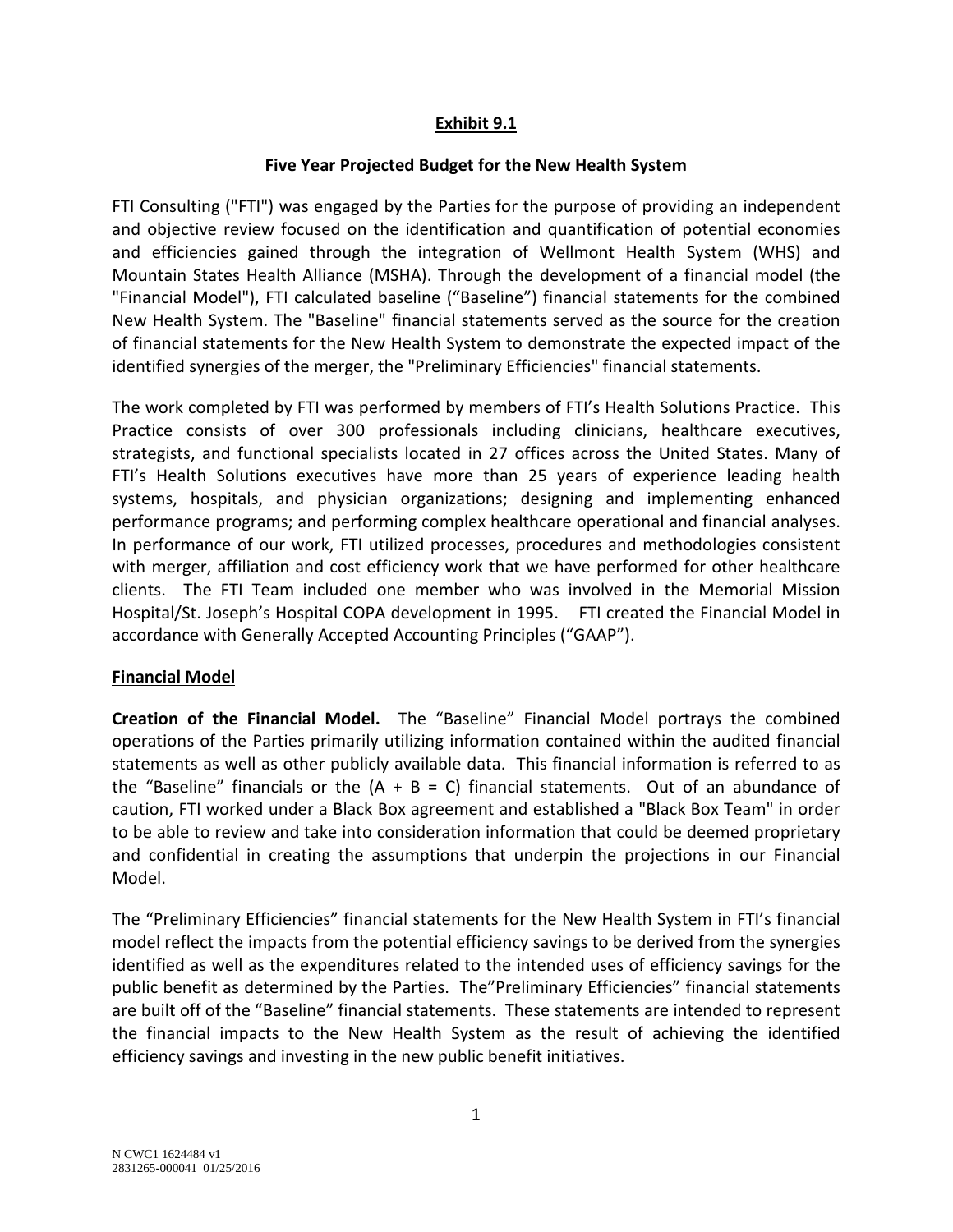# Exhibit 9.1

## Five Year Projected Budget for the New Health System

FTI Consulting ("FTI") was engaged by the Parties for the purpose of providing an independent and objective review focused on the identification and quantification of potential economies and efficiencies gained through the integration of Wellmont Health System (WHS) and Mountain States Health Alliance (MSHA). Through the development of a financial model (the "Financial Model"), FTI calculated baseline ("Baseline") financial statements for the combined New Health System. The "Baseline" financial statements served as the source for the creation of financial statements for the New Health System to demonstrate the expected impact of the identified synergies of the merger, the "Preliminary Efficiencies" financial statements.

The work completed by FTI was performed by members of FTI's Health Solutions Practice. This Practice consists of over 300 professionals including clinicians, healthcare executives, strategists, and functional specialists located in 27 offices across the United States. Many of FTI's Health Solutions executives have more than 25 years of experience leading health systems, hospitals, and physician organizations; designing and implementing enhanced performance programs; and performing complex healthcare operational and financial analyses. In performance of our work, FTI utilized processes, procedures and methodologies consistent with merger, affiliation and cost efficiency work that we have performed for other healthcare clients. The FTI Team included one member who was involved in the Memorial Mission Hospital/St. Joseph's Hospital COPA development in 1995. FTI created the Financial Model in accordance with Generally Accepted Accounting Principles ("GAAP").

## Financial Model

**Creation of the Financial Model.** The "Baseline" Financial Model portrays the combined operations of the Parties primarily utilizing information contained within the audited financial statements as well as other publicly available data. This financial information is referred to as the "Baseline" financials or the (A + B = C) financial statements. Out of an abundance of caution, FTI worked under a Black Box agreement and established a "Black Box Team" in order to be able to review and take into consideration information that could be deemed proprietary and confidential in creating the assumptions that underpin the projections in our Financial Model.

The "Preliminary Efficiencies" financial statements for the New Health System in FTI's financial model reflect the impacts from the potential efficiency savings to be derived from the synergies identified as well as the expenditures related to the intended uses of efficiency savings for the public benefit as determined by the Parties. The"Preliminary Efficiencies" financial statements are built off of the "Baseline" financial statements. These statements are intended to represent the financial impacts to the New Health System as the result of achieving the identified efficiency savings and investing in the new public benefit initiatives.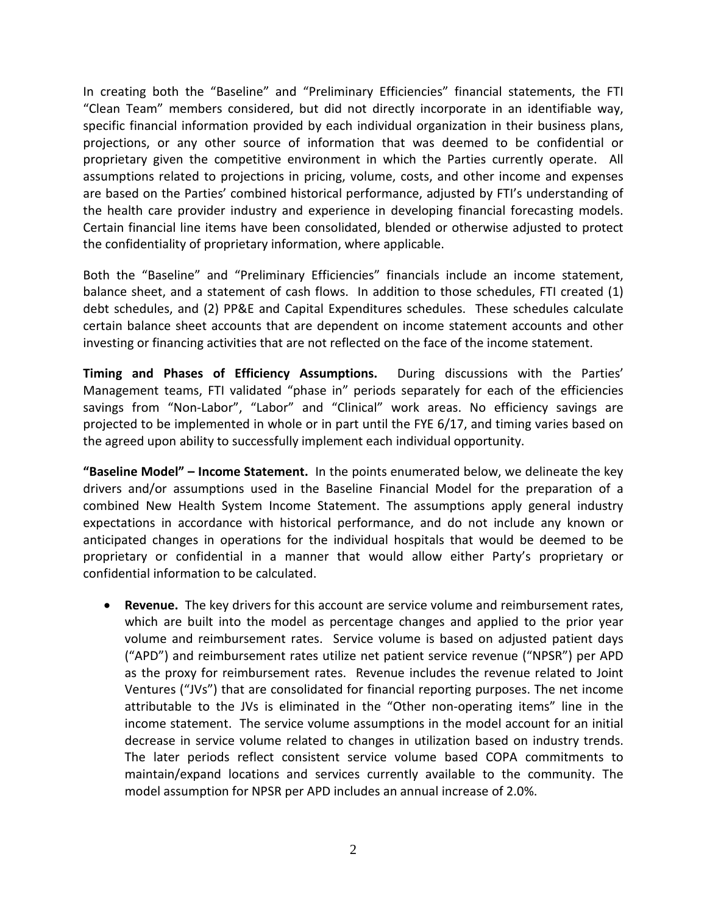In creating both the "Baseline" and "Preliminary Efficiencies" financial statements, the FTI "Clean Team" members considered, but did not directly incorporate in an identifiable way, specific financial information provided by each individual organization in their business plans, projections, or any other source of information that was deemed to be confidential or proprietary given the competitive environment in which the Parties currently operate. All assumptions related to projections in pricing, volume, costs, and other income and expenses are based on the Parties' combined historical performance, adjusted by FTI's understanding of the health care provider industry and experience in developing financial forecasting models. Certain financial line items have been consolidated, blended or otherwise adjusted to protect the confidentiality of proprietary information, where applicable.

Both the "Baseline" and "Preliminary Efficiencies" financials include an income statement, balance sheet, and a statement of cash flows. In addition to those schedules, FTI created (1) debt schedules, and (2) PP&E and Capital Expenditures schedules. These schedules calculate certain balance sheet accounts that are dependent on income statement accounts and other investing or financing activities that are not reflected on the face of the income statement.

**Timing and Phases of Efficiency Assumptions.** During discussions with the Parties' Management teams, FTI validated "phase in" periods separately for each of the efficiencies savings from "Non-Labor", "Labor" and "Clinical" work areas. No efficiency savings are projected to be implemented in whole or in part until the FYE 6/17, and timing varies based on the agreed upon ability to successfully implement each individual opportunity.

**"Baseline Model" – Income Statement.** In the points enumerated below, we delineate the key drivers and/or assumptions used in the Baseline Financial Model for the preparation of a combined New Health System Income Statement. The assumptions apply general industry expectations in accordance with historical performance, and do not include any known or anticipated changes in operations for the individual hospitals that would be deemed to be proprietary or confidential in a manner that would allow either Party's proprietary or confidential information to be calculated.

- **Revenue.** The key drivers for this account are service volume and reimbursement rates, which are built into the model as percentage changes and applied to the prior year volume and reimbursement rates. Service volume is based on adjusted patient days ("APD") and reimbursement rates utilize net patient service revenue ("NPSR") per APD as the proxy for reimbursement rates. Revenue includes the revenue related to Joint Ventures ("JVs") that are consolidated for financial reporting purposes. The net income attributable to the JVs is eliminated in the "Other non-operating items" line in the income statement. The service volume assumptions in the model account for an initial decrease in service volume related to changes in utilization based on industry trends. The later periods reflect consistent service volume based COPA commitments to maintain/expand locations and services currently available to the community. The model assumption for NPSR per APD includes an annual increase of 2.0%.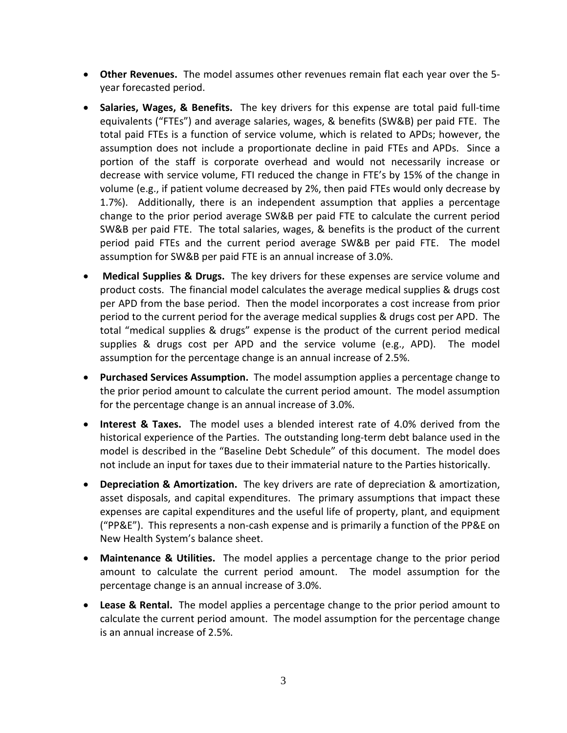- **Other Revenues.** The model assumes other revenues remain flat each year over the 5-year forecasted period.
- **Salaries, Wages, & Benefits.** The key drivers for this expense are total paid full-time equivalents ("FTEs") and average salaries, wages, & benefits (SW&B) per paid FTE. The total paid FTEs is a function of service volume, which is related to APDs; however, the assumption does not include a proportionate decline in paid FTEs and APDs. Since a portion of the staff is corporate overhead and would not necessarily increase or decrease with service volume, FTI reduced the change in FTE's by 15% of the change in volume (e.g., if patient volume decreased by 2%, then paid FTEs would only decrease by 1.7%). Additionally, there is an independent assumption that applies a percentage change to the prior period average SW&B per paid FTE to calculate the current period SW&B per paid FTE. The total salaries, wages, & benefits is the product of the current period paid FTEs and the current period average SW&B per paid FTE. The model assumption for SW&B per paid FTE is an annual increase of 3.0%.
- **Medical Supplies & Drugs.** The key drivers for these expenses are service volume and product costs. The financial model calculates the average medical supplies & drugs cost per APD from the base period. Then the model incorporates a cost increase from prior period to the current period for the average medical supplies & drugs cost per APD. The total "medical supplies & drugs" expense is the product of the current period medical supplies & drugs cost per APD and the service volume (e.g., APD). The model assumption for the percentage change is an annual increase of 2.5%.
- **Purchased Services Assumption.** The model assumption applies a percentage change to the prior period amount to calculate the current period amount. The model assumption for the percentage change is an annual increase of 3.0%.
- **Interest & Taxes.** The model uses a blended interest rate of 4.0% derived from the historical experience of the Parties. The outstanding long-term debt balance used in the model is described in the "Baseline Debt Schedule" of this document. The model does not include an input for taxes due to their immaterial nature to the Parties historically.
- **Depreciation & Amortization.** The key drivers are rate of depreciation & amortization, asset disposals, and capital expenditures. The primary assumptions that impact these expenses are capital expenditures and the useful life of property, plant, and equipment ("PP&E"). This represents a non-cash expense and is primarily a function of the PP&E on New Health System's balance sheet.
- **Maintenance & Utilities.** The model applies a percentage change to the prior period amount to calculate the current period amount. The model assumption for the percentage change is an annual increase of 3.0%.
- **Lease & Rental.** The model applies a percentage change to the prior period amount to calculate the current period amount. The model assumption for the percentage change is an annual increase of 2.5%.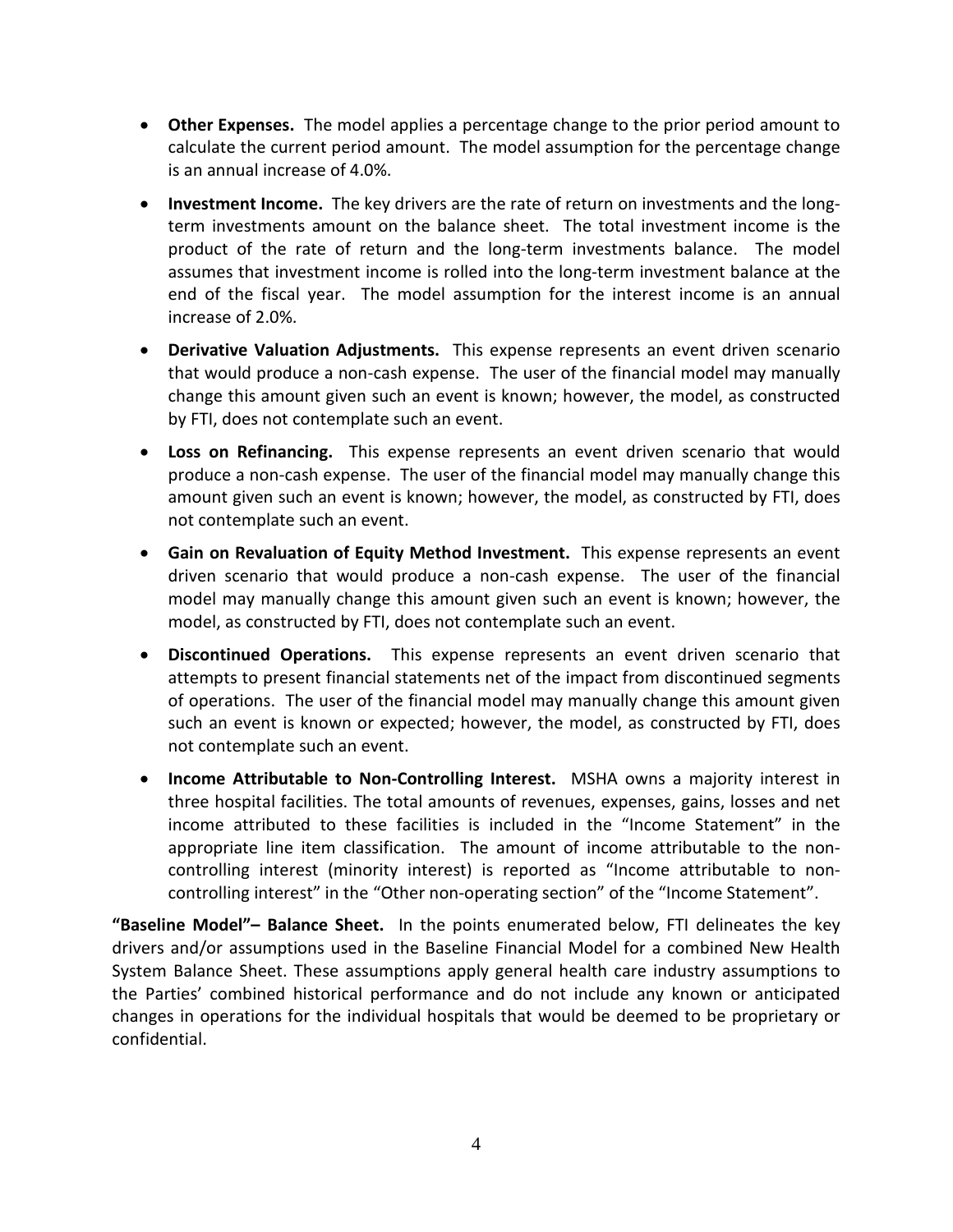- **Other Expenses.** The model applies a percentage change to the prior period amount to calculate the current period amount. The model assumption for the percentage change is an annual increase of 4.0%.
- **Investment Income.** The key drivers are the rate of return on investments and the long-term investments amount on the balance sheet. The total investment income is the product of the rate of return and the long-term investments balance. The model assumes that investment income is rolled into the long-term investment balance at the end of the fiscal year. The model assumption for the interest income is an annual increase of 2.0%.
- **Derivative Valuation Adjustments.** This expense represents an event driven scenario that would produce a non-cash expense. The user of the financial model may manually change this amount given such an event is known; however, the model, as constructed by FTI, does not contemplate such an event.
- **Loss on Refinancing.** This expense represents an event driven scenario that would produce a non-cash expense. The user of the financial model may manually change this amount given such an event is known; however, the model, as constructed by FTI, does not contemplate such an event.
- **Gain on Revaluation of Equity Method Investment.** This expense represents an event driven scenario that would produce a non-cash expense. The user of the financial model may manually change this amount given such an event is known; however, the model, as constructed by FTI, does not contemplate such an event.
- **Discontinued Operations.** This expense represents an event driven scenario that attempts to present financial statements net of the impact from discontinued segments of operations. The user of the financial model may manually change this amount given such an event is known or expected; however, the model, as constructed by FTI, does not contemplate such an event.
- **Income Attributable to Non-Controlling Interest.** MSHA owns a majority interest in three hospital facilities. The total amounts of revenues, expenses, gains, losses and net income attributed to these facilities is included in the "Income Statement" in the appropriate line item classification. The amount of income attributable to the non-controlling interest (minority interest) is reported as "Income attributable to non-controlling interest" in the "Other non-operating section" of the "Income Statement".

**"Baseline Model"– Balance Sheet.** In the points enumerated below, FTI delineates the key drivers and/or assumptions used in the Baseline Financial Model for a combined New Health System Balance Sheet. These assumptions apply general health care industry assumptions to the Parties' combined historical performance and do not include any known or anticipated changes in operations for the individual hospitals that would be deemed to be proprietary or confidential.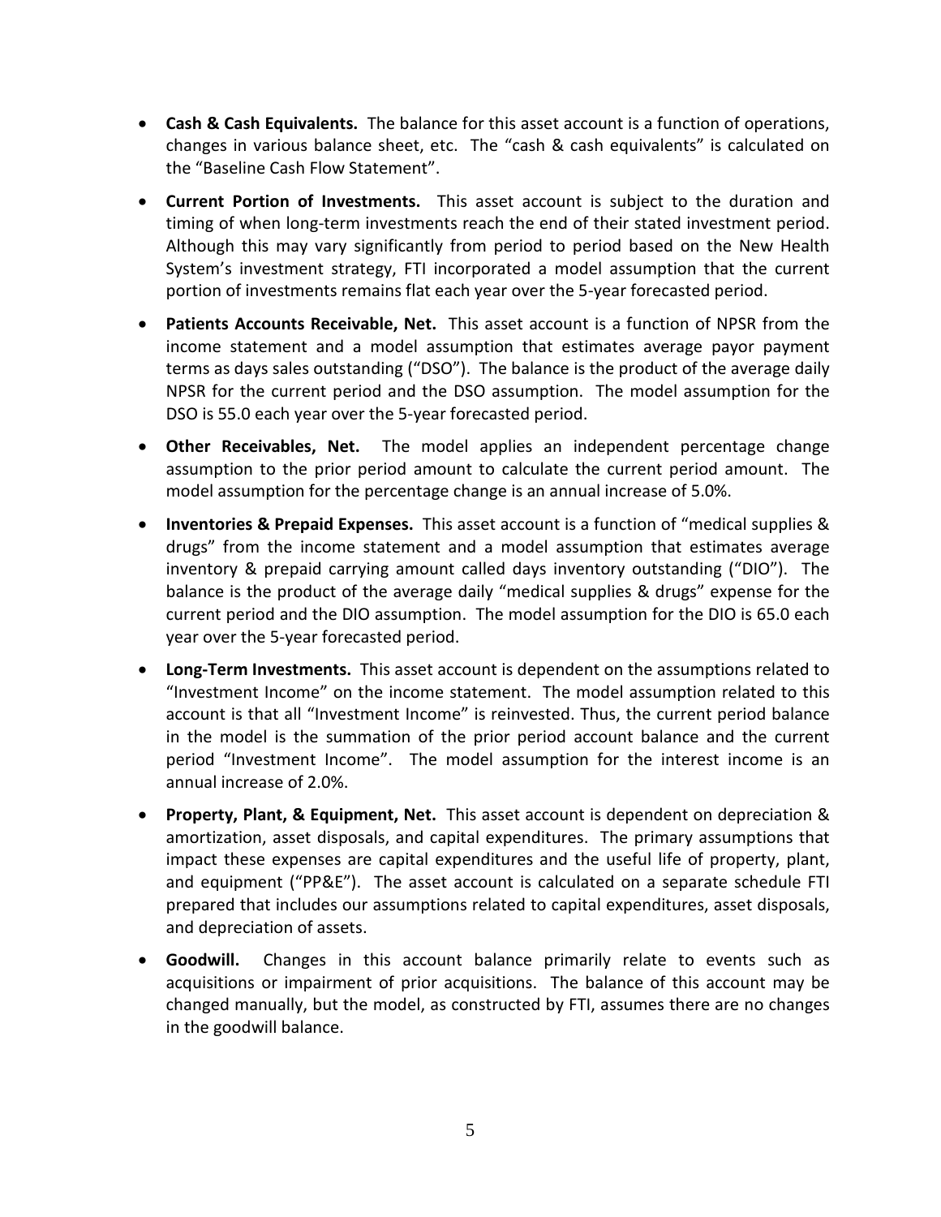- **Cash & Cash Equivalents.** The balance for this asset account is a function of operations, changes in various balance sheet, etc. The "cash & cash equivalents" is calculated on the "Baseline Cash Flow Statement".

- **Current Portion of Investments.** This asset account is subject to the duration and timing of when long-term investments reach the end of their stated investment period. Although this may vary significantly from period to period based on the New Health System's investment strategy, FTI incorporated a model assumption that the current portion of investments remains flat each year over the 5-year forecasted period.

- **Patients Accounts Receivable, Net.** This asset account is a function of NPSR from the income statement and a model assumption that estimates average payor payment terms as days sales outstanding ("DSO"). The balance is the product of the average daily NPSR for the current period and the DSO assumption. The model assumption for the DSO is 55.0 each year over the 5-year forecasted period.

- **Other Receivables, Net.** The model applies an independent percentage change assumption to the prior period amount to calculate the current period amount. The model assumption for the percentage change is an annual increase of 5.0%.

- **Inventories & Prepaid Expenses.** This asset account is a function of "medical supplies & drugs" from the income statement and a model assumption that estimates average inventory & prepaid carrying amount called days inventory outstanding ("DIO"). The balance is the product of the average daily "medical supplies & drugs" expense for the current period and the DIO assumption. The model assumption for the DIO is 65.0 each year over the 5-year forecasted period.

- **Long-Term Investments.** This asset account is dependent on the assumptions related to "Investment Income" on the income statement. The model assumption related to this account is that all "Investment Income" is reinvested. Thus, the current period balance in the model is the summation of the prior period account balance and the current period "Investment Income". The model assumption for the interest income is an annual increase of 2.0%.

- **Property, Plant, & Equipment, Net.** This asset account is dependent on depreciation & amortization, asset disposals, and capital expenditures. The primary assumptions that impact these expenses are capital expenditures and the useful life of property, plant, and equipment ("PP&E"). The asset account is calculated on a separate schedule FTI prepared that includes our assumptions related to capital expenditures, asset disposals, and depreciation of assets.

- **Goodwill.** Changes in this account balance primarily relate to events such as acquisitions or impairment of prior acquisitions. The balance of this account may be changed manually, but the model, as constructed by FTI, assumes there are no changes in the goodwill balance.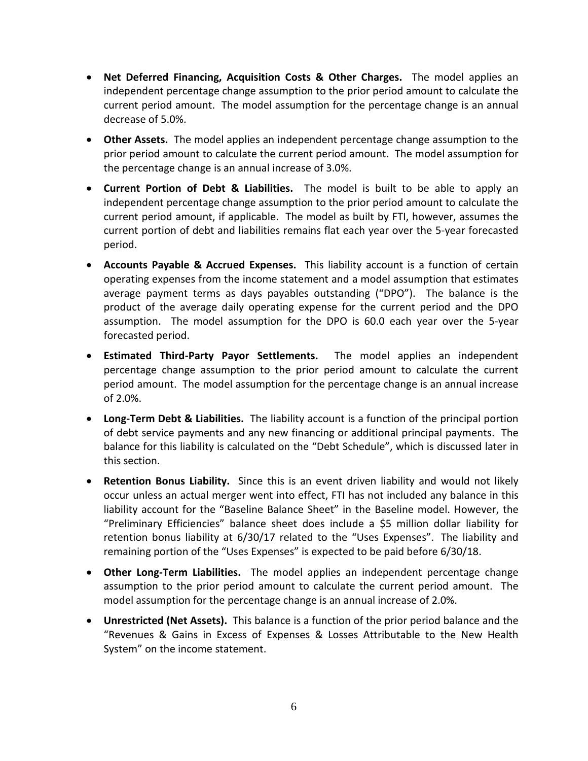- **Net Deferred Financing, Acquisition Costs & Other Charges.** The model applies an independent percentage change assumption to the prior period amount to calculate the current period amount. The model assumption for the percentage change is an annual decrease of 5.0%.
- **Other Assets.** The model applies an independent percentage change assumption to the prior period amount to calculate the current period amount. The model assumption for the percentage change is an annual increase of 3.0%.
- **Current Portion of Debt & Liabilities.** The model is built to be able to apply an independent percentage change assumption to the prior period amount to calculate the current period amount, if applicable. The model as built by FTI, however, assumes the current portion of debt and liabilities remains flat each year over the 5-year forecasted period.
- **Accounts Payable & Accrued Expenses.** This liability account is a function of certain operating expenses from the income statement and a model assumption that estimates average payment terms as days payables outstanding ("DPO"). The balance is the product of the average daily operating expense for the current period and the DPO assumption. The model assumption for the DPO is 60.0 each year over the 5-year forecasted period.
- **Estimated Third-Party Payor Settlements.** The model applies an independent percentage change assumption to the prior period amount to calculate the current period amount. The model assumption for the percentage change is an annual increase of 2.0%.
- **Long-Term Debt & Liabilities.** The liability account is a function of the principal portion of debt service payments and any new financing or additional principal payments. The balance for this liability is calculated on the "Debt Schedule", which is discussed later in this section.
- **Retention Bonus Liability.** Since this is an event driven liability and would not likely occur unless an actual merger went into effect, FTI has not included any balance in this liability account for the "Baseline Balance Sheet" in the Baseline model. However, the "Preliminary Efficiencies" balance sheet does include a $5 million dollar liability for retention bonus liability at 6/30/17 related to the "Uses Expenses". The liability and remaining portion of the "Uses Expenses" is expected to be paid before 6/30/18.
- **Other Long-Term Liabilities.** The model applies an independent percentage change assumption to the prior period amount to calculate the current period amount. The model assumption for the percentage change is an annual increase of 2.0%.
- **Unrestricted (Net Assets).** This balance is a function of the prior period balance and the "Revenues & Gains in Excess of Expenses & Losses Attributable to the New Health System" on the income statement.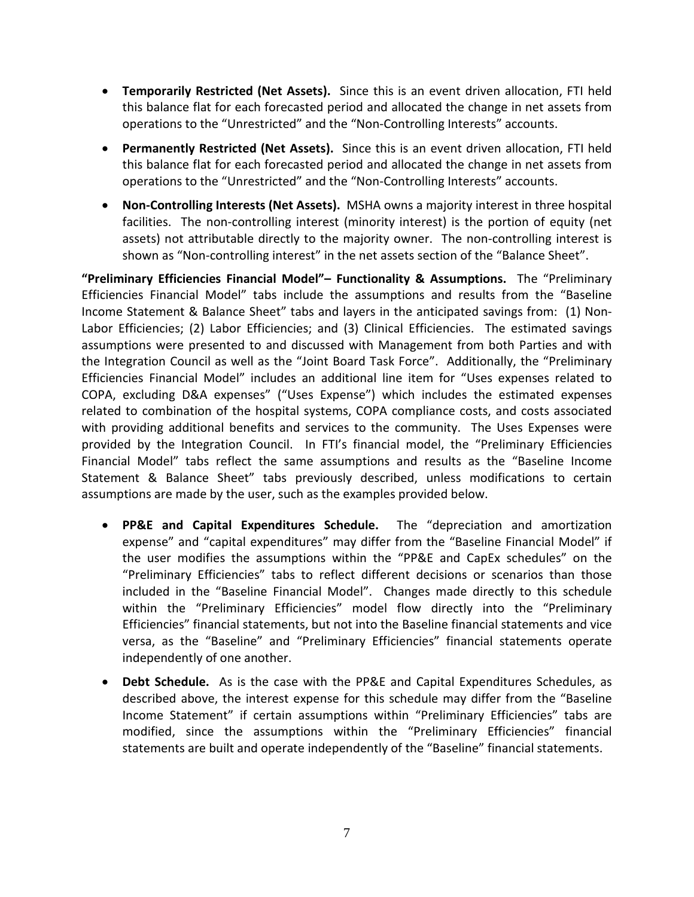- **Temporarily Restricted (Net Assets).** Since this is an event driven allocation, FTI held this balance flat for each forecasted period and allocated the change in net assets from operations to the "Unrestricted" and the "Non-Controlling Interests" accounts.

- **Permanently Restricted (Net Assets).** Since this is an event driven allocation, FTI held this balance flat for each forecasted period and allocated the change in net assets from operations to the "Unrestricted" and the "Non-Controlling Interests" accounts.

- **Non-Controlling Interests (Net Assets).** MSHA owns a majority interest in three hospital facilities. The non-controlling interest (minority interest) is the portion of equity (net assets) not attributable directly to the majority owner. The non-controlling interest is shown as "Non-controlling interest" in the net assets section of the "Balance Sheet".

**"Preliminary Efficiencies Financial Model"– Functionality & Assumptions.** The "Preliminary Efficiencies Financial Model" tabs include the assumptions and results from the "Baseline Income Statement & Balance Sheet" tabs and layers in the anticipated savings from: (1) Non-Labor Efficiencies; (2) Labor Efficiencies; and (3) Clinical Efficiencies. The estimated savings assumptions were presented to and discussed with Management from both Parties and with the Integration Council as well as the "Joint Board Task Force". Additionally, the "Preliminary Efficiencies Financial Model" includes an additional line item for "Uses expenses related to COPA, excluding D&A expenses" ("Uses Expense") which includes the estimated expenses related to combination of the hospital systems, COPA compliance costs, and costs associated with providing additional benefits and services to the community. The Uses Expenses were provided by the Integration Council. In FTI's financial model, the "Preliminary Efficiencies Financial Model" tabs reflect the same assumptions and results as the "Baseline Income Statement & Balance Sheet" tabs previously described, unless modifications to certain assumptions are made by the user, such as the examples provided below.

- **PP&E and Capital Expenditures Schedule.** The "depreciation and amortization expense" and "capital expenditures" may differ from the "Baseline Financial Model" if the user modifies the assumptions within the "PP&E and CapEx schedules" on the "Preliminary Efficiencies" tabs to reflect different decisions or scenarios than those included in the "Baseline Financial Model". Changes made directly to this schedule within the "Preliminary Efficiencies" model flow directly into the "Preliminary Efficiencies" financial statements, but not into the Baseline financial statements and vice versa, as the "Baseline" and "Preliminary Efficiencies" financial statements operate independently of one another.

- **Debt Schedule.** As is the case with the PP&E and Capital Expenditures Schedules, as described above, the interest expense for this schedule may differ from the "Baseline Income Statement" if certain assumptions within "Preliminary Efficiencies" tabs are modified, since the assumptions within the "Preliminary Efficiencies" financial statements are built and operate independently of the "Baseline" financial statements.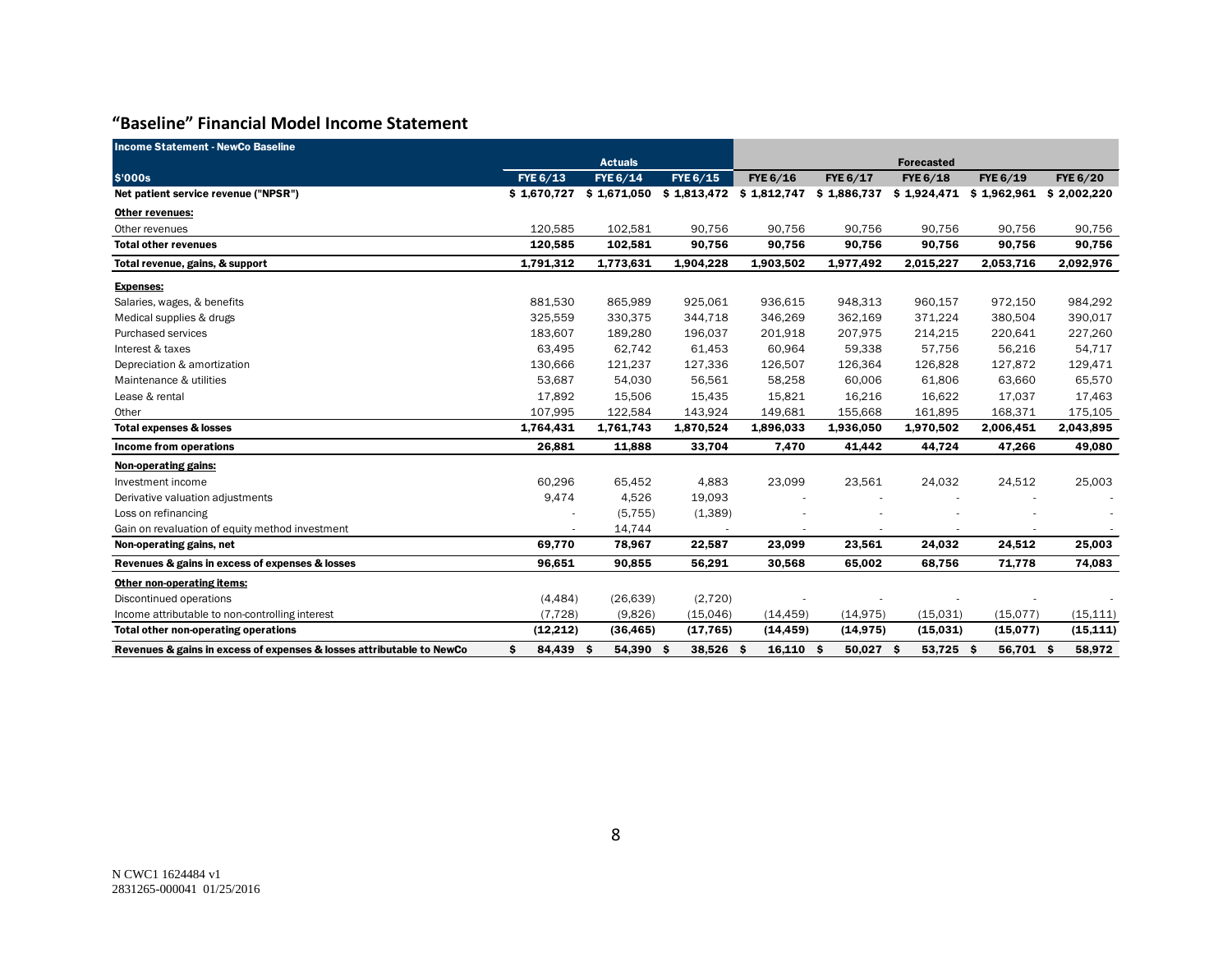## "Baseline" Financial Model Income Statement

| Income Statement - NewCo Baseline | | | | | | | | |
|---|---|---|---|---|---|---|---|---|
| | Actuals | | | Forecasted | | | | |
| $'000s | FYE 6/13 | FYE 6/14 | FYE 6/15 | FYE 6/16 | FYE 6/17 | FYE 6/18 | FYE 6/19 | FYE 6/20 |
| **Net patient service revenue ("NPSR")** | **$ 1,670,727** | **$ 1,671,050** | **$ 1,813,472** | **$ 1,812,747** | **$ 1,886,737** | **$ 1,924,471** | **$ 1,962,961** | **$ 2,002,220** |
| **Other revenues:** | | | | | | | | |
| Other revenues | 120,585 | 102,581 | 90,756 | 90,756 | 90,756 | 90,756 | 90,756 | 90,756 |
| **Total other revenues** | **120,585** | **102,581** | **90,756** | **90,756** | **90,756** | **90,756** | **90,756** | **90,756** |
| **Total revenue, gains, & support** | **1,791,312** | **1,773,631** | **1,904,228** | **1,903,502** | **1,977,492** | **2,015,227** | **2,053,716** | **2,092,976** |
| **Expenses:** | | | | | | | | |
| Salaries, wages, & benefits | 881,530 | 865,989 | 925,061 | 936,615 | 948,313 | 960,157 | 972,150 | 984,292 |
| Medical supplies & drugs | 325,559 | 330,375 | 344,718 | 346,269 | 362,169 | 371,224 | 380,504 | 390,017 |
| Purchased services | 183,607 | 189,280 | 196,037 | 201,918 | 207,975 | 214,215 | 220,641 | 227,260 |
| Interest & taxes | 63,495 | 62,742 | 61,453 | 60,964 | 59,338 | 57,756 | 56,216 | 54,717 |
| Depreciation & amortization | 130,666 | 121,237 | 127,336 | 126,507 | 126,364 | 126,828 | 127,872 | 129,471 |
| Maintenance & utilities | 53,687 | 54,030 | 56,561 | 58,258 | 60,006 | 61,806 | 63,660 | 65,570 |
| Lease & rental | 17,892 | 15,506 | 15,435 | 15,821 | 16,216 | 16,622 | 17,037 | 17,463 |
| Other | 107,995 | 122,584 | 143,924 | 149,681 | 155,668 | 161,895 | 168,371 | 175,105 |
| **Total expenses & losses** | **1,764,431** | **1,761,743** | **1,870,524** | **1,896,033** | **1,936,050** | **1,970,502** | **2,006,451** | **2,043,895** |
| **Income from operations** | **26,881** | **11,888** | **33,704** | **7,470** | **41,442** | **44,724** | **47,266** | **49,080** |
| **Non-operating gains:** | | | | | | | | |
| Investment income | 60,296 | 65,452 | 4,883 | 23,099 | 23,561 | 24,032 | 24,512 | 25,003 |
| Derivative valuation adjustments | 9,474 | 4,526 | 19,093 | - | - | - | - | - |
| Loss on refinancing | - | (5,755) | (1,389) | - | - | - | - | - |
| Gain on revaluation of equity method investment | - | 14,744 | - | - | - | - | - | - |
| **Non-operating gains, net** | **69,770** | **78,967** | **22,587** | **23,099** | **23,561** | **24,032** | **24,512** | **25,003** |
| **Revenues & gains in excess of expenses & losses** | **96,651** | **90,855** | **56,291** | **30,568** | **65,002** | **68,756** | **71,778** | **74,083** |
| **Other non-operating items:** | | | | | | | | |
| Discontinued operations | (4,484) | (26,639) | (2,720) | - | - | - | - | - |
| Income attributable to non-controlling interest | (7,728) | (9,826) | (15,046) | (14,459) | (14,975) | (15,031) | (15,077) | (15,111) |
| **Total other non-operating operations** | **(12,212)** | **(36,465)** | **(17,765)** | **(14,459)** | **(14,975)** | **(15,031)** | **(15,077)** | **(15,111)** |
| **Revenues & gains in excess of expenses & losses attributable to NewCo** | **$ 84,439** | **$ 54,390** | **$ 38,526** | **$ 16,110** | **$ 50,027** | **$ 53,725** | **$ 56,701** | **$ 58,972** |

N CWC1 1624484 v1
2831265-000041 01/25/2016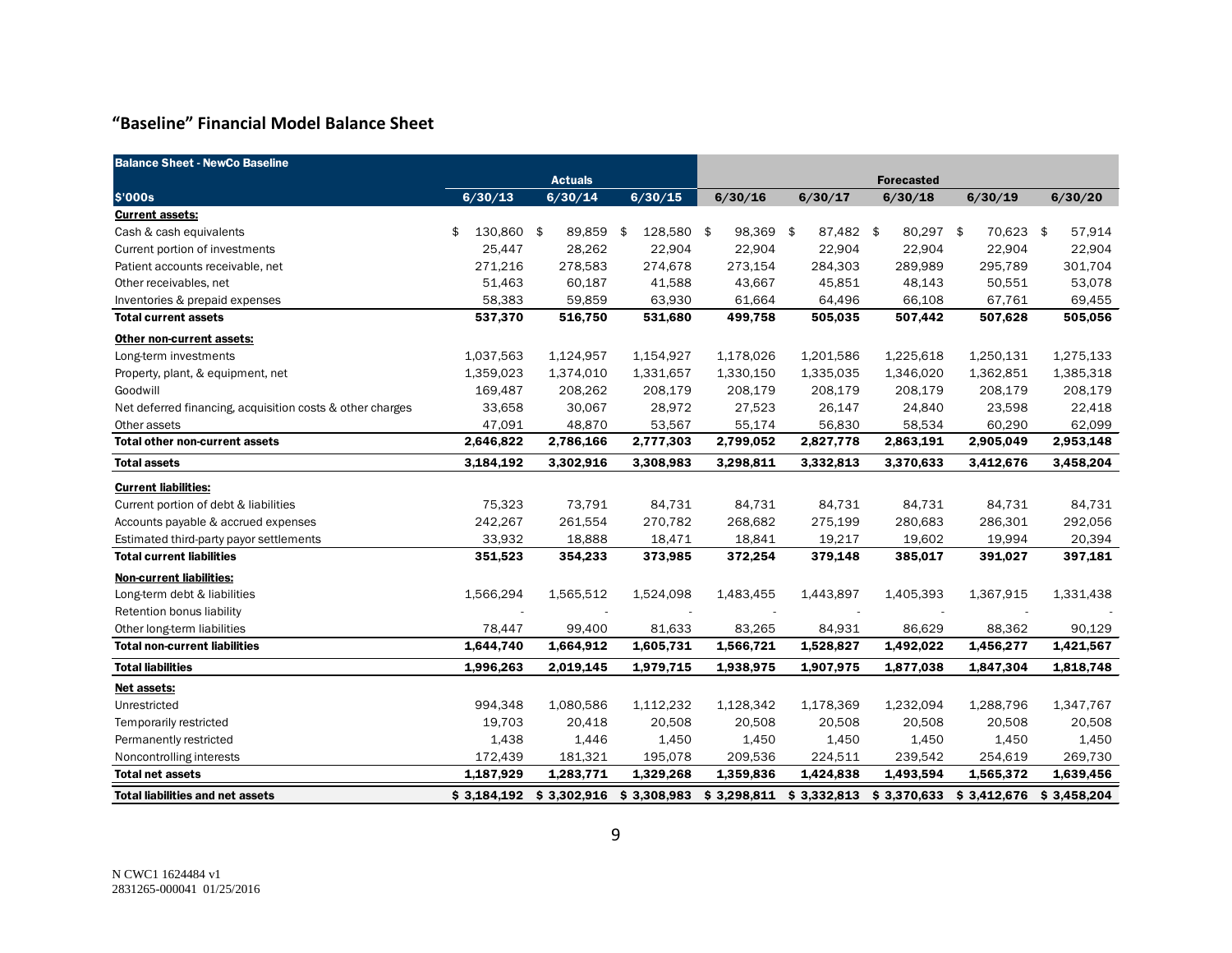## "Baseline" Financial Model Balance Sheet

| Balance Sheet - NewCo Baseline | Actuals | | | Forecasted | | | | |
|---|---|---|---|---|---|---|---|---|
| $'000s | 6/30/13 | 6/30/14 | 6/30/15 | 6/30/16 | 6/30/17 | 6/30/18 | 6/30/19 | 6/30/20 |
| **Current assets:** | | | | | | | | |
| Cash & cash equivalents | $ 130,860 | $ 89,859 | $ 128,580 | $ 98,369 | $ 87,482 | $ 80,297 | $ 70,623 | $ 57,914 |
| Current portion of investments | 25,447 | 28,262 | 22,904 | 22,904 | 22,904 | 22,904 | 22,904 | 22,904 |
| Patient accounts receivable, net | 271,216 | 278,583 | 274,678 | 273,154 | 284,303 | 289,989 | 295,789 | 301,704 |
| Other receivables, net | 51,463 | 60,187 | 41,588 | 43,667 | 45,851 | 48,143 | 50,551 | 53,078 |
| Inventories & prepaid expenses | 58,383 | 59,859 | 63,930 | 61,664 | 64,496 | 66,108 | 67,761 | 69,455 |
| **Total current assets** | **537,370** | **516,750** | **531,680** | **499,758** | **505,035** | **507,442** | **507,628** | **505,056** |
| **Other non-current assets:** | | | | | | | | |
| Long-term investments | 1,037,563 | 1,124,957 | 1,154,927 | 1,178,026 | 1,201,586 | 1,225,618 | 1,250,131 | 1,275,133 |
| Property, plant, & equipment, net | 1,359,023 | 1,374,010 | 1,331,657 | 1,330,150 | 1,335,035 | 1,346,020 | 1,362,851 | 1,385,318 |
| Goodwill | 169,487 | 208,262 | 208,179 | 208,179 | 208,179 | 208,179 | 208,179 | 208,179 |
| Net deferred financing, acquisition costs & other charges | 33,658 | 30,067 | 28,972 | 27,523 | 26,147 | 24,840 | 23,598 | 22,418 |
| Other assets | 47,091 | 48,870 | 53,567 | 55,174 | 56,830 | 58,534 | 60,290 | 62,099 |
| **Total other non-current assets** | **2,646,822** | **2,786,166** | **2,777,303** | **2,799,052** | **2,827,778** | **2,863,191** | **2,905,049** | **2,953,148** |
| **Total assets** | **3,184,192** | **3,302,916** | **3,308,983** | **3,298,811** | **3,332,813** | **3,370,633** | **3,412,676** | **3,458,204** |
| **Current liabilities:** | | | | | | | | |
| Current portion of debt & liabilities | 75,323 | 73,791 | 84,731 | 84,731 | 84,731 | 84,731 | 84,731 | 84,731 |
| Accounts payable & accrued expenses | 242,267 | 261,554 | 270,782 | 268,682 | 275,199 | 280,683 | 286,301 | 292,056 |
| Estimated third-party payor settlements | 33,932 | 18,888 | 18,471 | 18,841 | 19,217 | 19,602 | 19,994 | 20,394 |
| **Total current liabilities** | **351,523** | **354,233** | **373,985** | **372,254** | **379,148** | **385,017** | **391,027** | **397,181** |
| **Non-current liabilities:** | | | | | | | | |
| Long-term debt & liabilities | 1,566,294 | 1,565,512 | 1,524,098 | 1,483,455 | 1,443,897 | 1,405,393 | 1,367,915 | 1,331,438 |
| Retention bonus liability | - | - | - | - | - | - | - | - |
| Other long-term liabilities | 78,447 | 99,400 | 81,633 | 83,265 | 84,931 | 86,629 | 88,362 | 90,129 |
| **Total non-current liabilities** | **1,644,740** | **1,664,912** | **1,605,731** | **1,566,721** | **1,528,827** | **1,492,022** | **1,456,277** | **1,421,567** |
| **Total liabilities** | **1,996,263** | **2,019,145** | **1,979,715** | **1,938,975** | **1,907,975** | **1,877,038** | **1,847,304** | **1,818,748** |
| **Net assets:** | | | | | | | | |
| Unrestricted | 994,348 | 1,080,586 | 1,112,232 | 1,128,342 | 1,178,369 | 1,232,094 | 1,288,796 | 1,347,767 |
| Temporarily restricted | 19,703 | 20,418 | 20,508 | 20,508 | 20,508 | 20,508 | 20,508 | 20,508 |
| Permanently restricted | 1,438 | 1,446 | 1,450 | 1,450 | 1,450 | 1,450 | 1,450 | 1,450 |
| Noncontrolling interests | 172,439 | 181,321 | 195,078 | 209,536 | 224,511 | 239,542 | 254,619 | 269,730 |
| **Total net assets** | **1,187,929** | **1,283,771** | **1,329,268** | **1,359,836** | **1,424,838** | **1,493,594** | **1,565,372** | **1,639,456** |
| **Total liabilities and net assets** | **$ 3,184,192** | **$ 3,302,916** | **$ 3,308,983** | **$ 3,298,811** | **$ 3,332,813** | **$ 3,370,633** | **$ 3,412,676** | **$ 3,458,204** |

N CWC1 1624484 v1
2831265-000041 01/25/2016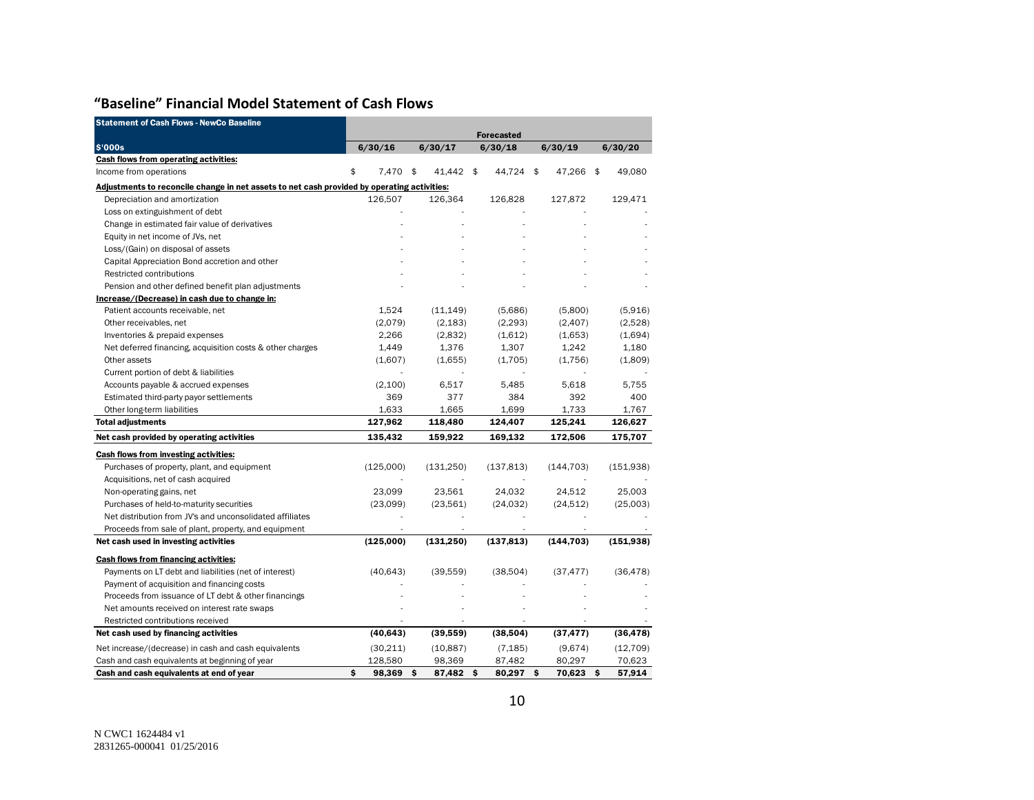## "Baseline" Financial Model Statement of Cash Flows

| Statement of Cash Flows - NewCo Baseline | | | Forecasted | | |
|---|---|---|---|---|---|
| **$'000s** | **6/30/16** | **6/30/17** | **6/30/18** | **6/30/19** | **6/30/20** |
| **Cash flows from operating activities:** | | | | | |
| Income from operations | $ 7,470 | $ 41,442 | $ 44,724 | $ 47,266 | $ 49,080 |
| **Adjustments to reconcile change in net assets to net cash provided by operating activities:** | | | | | |
| Depreciation and amortization | 126,507 | 126,364 | 126,828 | 127,872 | 129,471 |
| Loss on extinguishment of debt | - | - | - | - | - |
| Change in estimated fair value of derivatives | - | - | - | - | - |
| Equity in net income of JVs, net | - | - | - | - | - |
| Loss/(Gain) on disposal of assets | - | - | - | - | - |
| Capital Appreciation Bond accretion and other | - | - | - | - | - |
| Restricted contributions | - | - | - | - | - |
| Pension and other defined benefit plan adjustments | - | - | - | - | - |
| **Increase/(Decrease) in cash due to change in:** | | | | | |
| Patient accounts receivable, net | 1,524 | (11,149) | (5,686) | (5,800) | (5,916) |
| Other receivables, net | (2,079) | (2,183) | (2,293) | (2,407) | (2,528) |
| Inventories & prepaid expenses | 2,266 | (2,832) | (1,612) | (1,653) | (1,694) |
| Net deferred financing, acquisition costs & other charges | 1,449 | 1,376 | 1,307 | 1,242 | 1,180 |
| Other assets | (1,607) | (1,655) | (1,705) | (1,756) | (1,809) |
| Current portion of debt & liabilities | - | - | - | - | - |
| Accounts payable & accrued expenses | (2,100) | 6,517 | 5,485 | 5,618 | 5,755 |
| Estimated third-party payor settlements | 369 | 377 | 384 | 392 | 400 |
| Other long-term liabilities | 1,633 | 1,665 | 1,699 | 1,733 | 1,767 |
| **Total adjustments** | **127,962** | **118,480** | **124,407** | **125,241** | **126,627** |
| **Net cash provided by operating activities** | **135,432** | **159,922** | **169,132** | **172,506** | **175,707** |
| **Cash flows from investing activities:** | | | | | |
| Purchases of property, plant, and equipment | (125,000) | (131,250) | (137,813) | (144,703) | (151,938) |
| Acquisitions, net of cash acquired | - | - | - | - | - |
| Non-operating gains, net | 23,099 | 23,561 | 24,032 | 24,512 | 25,003 |
| Purchases of held-to-maturity securities | (23,099) | (23,561) | (24,032) | (24,512) | (25,003) |
| Net distribution from JV's and unconsolidated affiliates | - | - | - | - | - |
| Proceeds from sale of plant, property, and equipment | - | - | - | - | - |
| **Net cash used in investing activities** | **(125,000)** | **(131,250)** | **(137,813)** | **(144,703)** | **(151,938)** |
| **Cash flows from financing activities:** | | | | | |
| Payments on LT debt and liabilities (net of interest) | (40,643) | (39,559) | (38,504) | (37,477) | (36,478) |
| Payment of acquisition and financing costs | - | - | - | - | - |
| Proceeds from issuance of LT debt & other financings | - | - | - | - | - |
| Net amounts received on interest rate swaps | - | - | - | - | - |
| Restricted contributions received | - | - | - | - | - |
| **Net cash used by financing activities** | **(40,643)** | **(39,559)** | **(38,504)** | **(37,477)** | **(36,478)** |
| Net increase/(decrease) in cash and cash equivalents | (30,211) | (10,887) | (7,185) | (9,674) | (12,709) |
| Cash and cash equivalents at beginning of year | 128,580 | 98,369 | 87,482 | 80,297 | 70,623 |
| **Cash and cash equivalents at end of year** | **$ 98,369** | **$ 87,482** | **$ 80,297** | **$ 70,623** | **$ 57,914** |

N CWC1 1624484 v1
2831265-000041 01/25/2016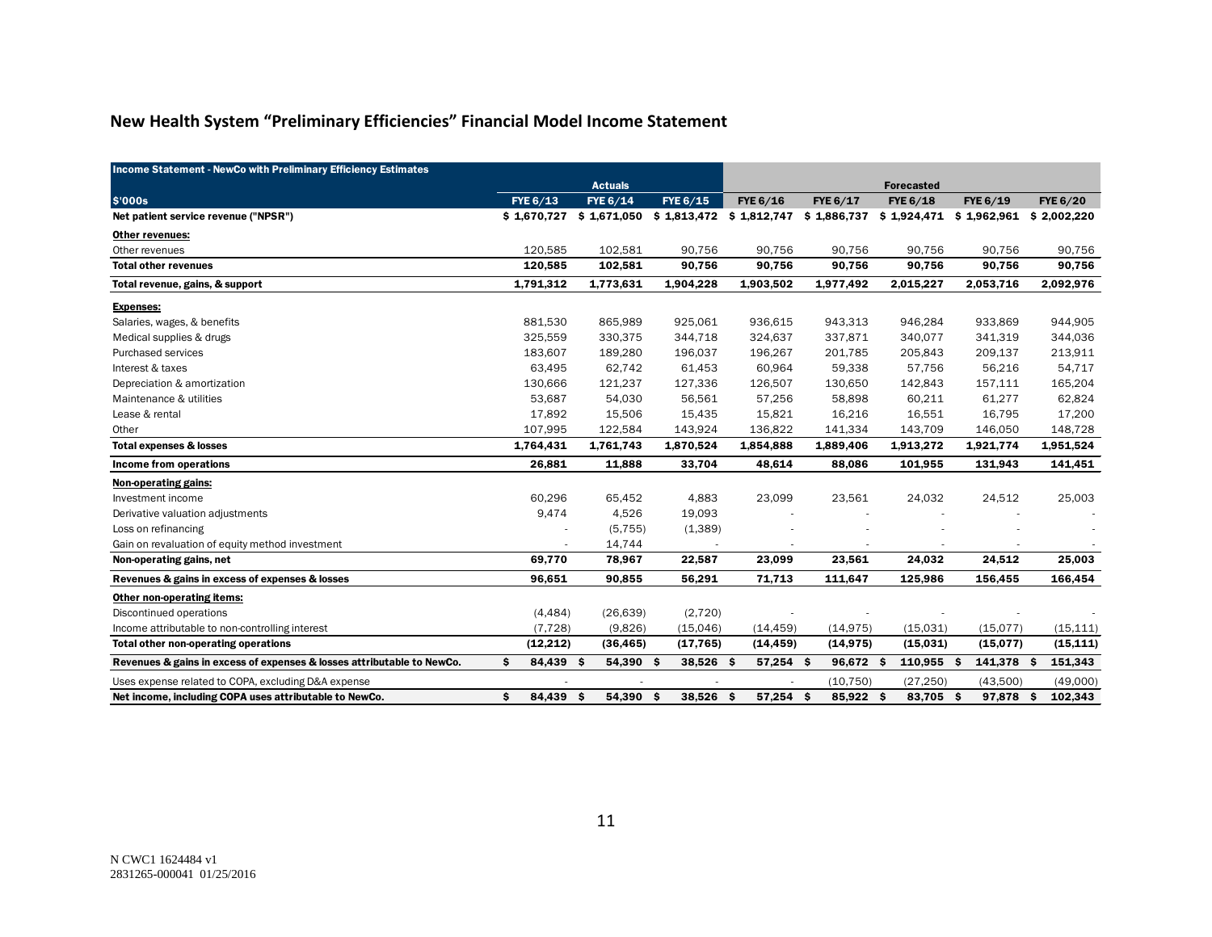## New Health System "Preliminary Efficiencies" Financial Model Income Statement

| Income Statement - NewCo with Preliminary Efficiency Estimates | Actuals | | | Forecasted | | | | |
|---|---|---|---|---|---|---|---|---|
| $'000s | FYE 6/13 | FYE 6/14 | FYE 6/15 | FYE 6/16 | FYE 6/17 | FYE 6/18 | FYE 6/19 | FYE 6/20 |
| **Net patient service revenue ("NPSR")** | **$ 1,670,727** | **$ 1,671,050** | **$ 1,813,472** | **$ 1,812,747** | **$ 1,886,737** | **$ 1,924,471** | **$ 1,962,961** | **$ 2,002,220** |
| **Other revenues:** | | | | | | | | |
| Other revenues | 120,585 | 102,581 | 90,756 | 90,756 | 90,756 | 90,756 | 90,756 | 90,756 |
| **Total other revenues** | **120,585** | **102,581** | **90,756** | **90,756** | **90,756** | **90,756** | **90,756** | **90,756** |
| **Total revenue, gains, & support** | **1,791,312** | **1,773,631** | **1,904,228** | **1,903,502** | **1,977,492** | **2,015,227** | **2,053,716** | **2,092,976** |
| **Expenses:** | | | | | | | | |
| Salaries, wages, & benefits | 881,530 | 865,989 | 925,061 | 936,615 | 943,313 | 946,284 | 933,869 | 944,905 |
| Medical supplies & drugs | 325,559 | 330,375 | 344,718 | 324,637 | 337,871 | 340,077 | 341,319 | 344,036 |
| Purchased services | 183,607 | 189,280 | 196,037 | 196,267 | 201,785 | 205,843 | 209,137 | 213,911 |
| Interest & taxes | 63,495 | 62,742 | 61,453 | 60,964 | 59,338 | 57,756 | 56,216 | 54,717 |
| Depreciation & amortization | 130,666 | 121,237 | 127,336 | 126,507 | 130,650 | 142,843 | 157,111 | 165,204 |
| Maintenance & utilities | 53,687 | 54,030 | 56,561 | 57,256 | 58,898 | 60,211 | 61,277 | 62,824 |
| Lease & rental | 17,892 | 15,506 | 15,435 | 15,821 | 16,216 | 16,551 | 16,795 | 17,200 |
| Other | 107,995 | 122,584 | 143,924 | 136,822 | 141,334 | 143,709 | 146,050 | 148,728 |
| **Total expenses & losses** | **1,764,431** | **1,761,743** | **1,870,524** | **1,854,888** | **1,889,406** | **1,913,272** | **1,921,774** | **1,951,524** |
| **Income from operations** | **26,881** | **11,888** | **33,704** | **48,614** | **88,086** | **101,955** | **131,943** | **141,451** |
| **Non-operating gains:** | | | | | | | | |
| Investment income | 60,296 | 65,452 | 4,883 | 23,099 | 23,561 | 24,032 | 24,512 | 25,003 |
| Derivative valuation adjustments | 9,474 | 4,526 | 19,093 | - | - | - | - | - |
| Loss on refinancing | - | (5,755) | (1,389) | - | - | - | - | - |
| Gain on revaluation of equity method investment | - | 14,744 | - | - | - | - | - | - |
| **Non-operating gains, net** | **69,770** | **78,967** | **22,587** | **23,099** | **23,561** | **24,032** | **24,512** | **25,003** |
| **Revenues & gains in excess of expenses & losses** | **96,651** | **90,855** | **56,291** | **71,713** | **111,647** | **125,986** | **156,455** | **166,454** |
| **Other non-operating items:** | | | | | | | | |
| Discontinued operations | (4,484) | (26,639) | (2,720) | - | - | - | - | - |
| Income attributable to non-controlling interest | (7,728) | (9,826) | (15,046) | (14,459) | (14,975) | (15,031) | (15,077) | (15,111) |
| **Total other non-operating operations** | **(12,212)** | **(36,465)** | **(17,765)** | **(14,459)** | **(14,975)** | **(15,031)** | **(15,077)** | **(15,111)** |
| **Revenues & gains in excess of expenses & losses attributable to NewCo.** | **$ 84,439** | **$ 54,390** | **$ 38,526** | **$ 57,254** | **$ 96,672** | **$ 110,955** | **$ 141,378** | **$ 151,343** |
| Uses expense related to COPA, excluding D&A expense | - | - | - | - | (10,750) | (27,250) | (43,500) | (49,000) |
| **Net income, including COPA uses attributable to NewCo.** | **$ 84,439** | **$ 54,390** | **$ 38,526** | **$ 57,254** | **$ 85,922** | **$ 83,705** | **$ 97,878** | **$ 102,343** |

N CWC1 1624484 v1
2831265-000041 01/25/2016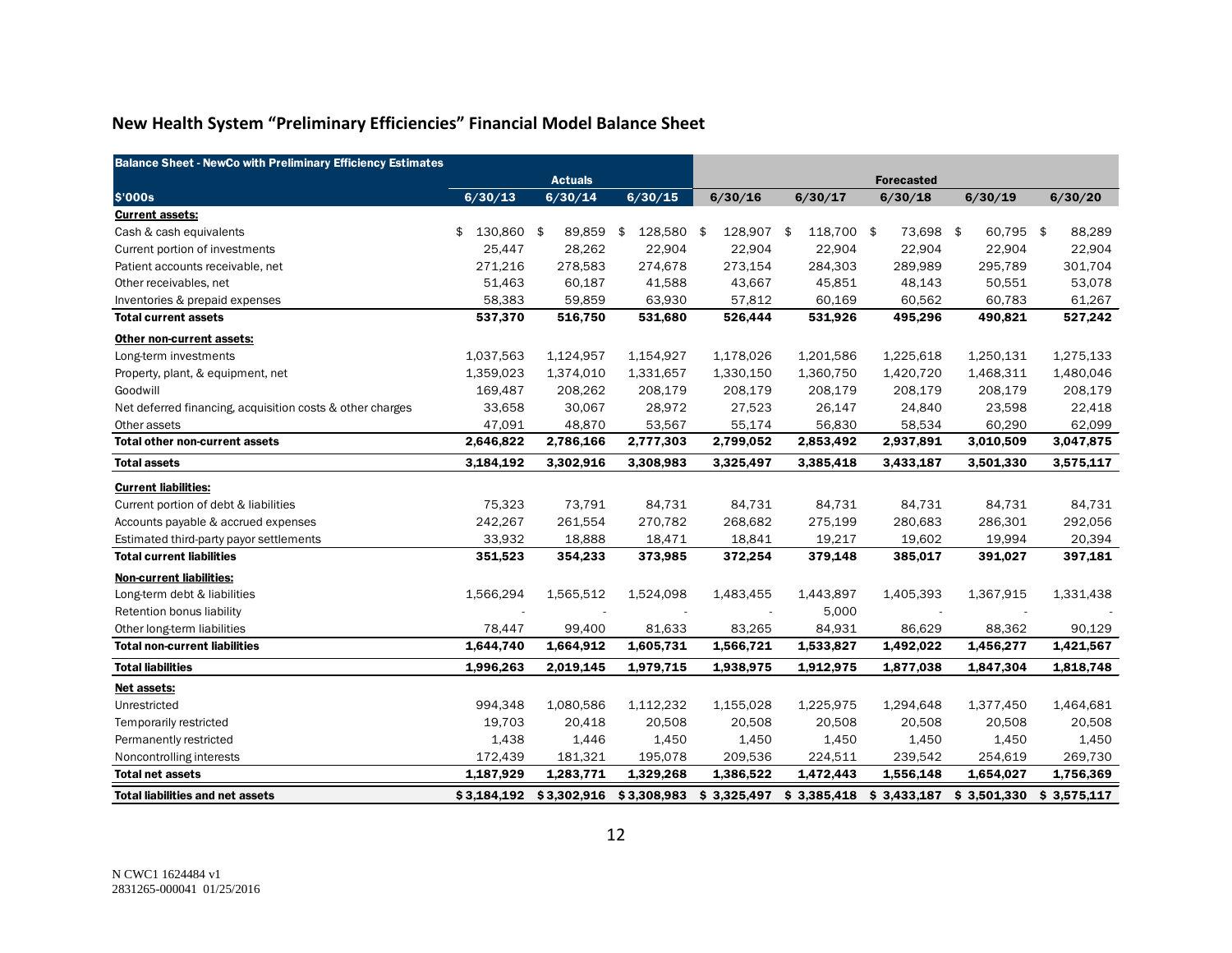## New Health System "Preliminary Efficiencies" Financial Model Balance Sheet

| Balance Sheet - NewCo with Preliminary Efficiency Estimates | Actuals | | | Forecasted | | | | |
|---|---|---|---|---|---|---|---|---|
| $'000s | 6/30/13 | 6/30/14 | 6/30/15 | 6/30/16 | 6/30/17 | 6/30/18 | 6/30/19 | 6/30/20 |
| **Current assets:** | | | | | | | | |
| Cash & cash equivalents | $ 130,860 | $ 89,859 | $ 128,580 | $ 128,907 | $ 118,700 | $ 73,698 | $ 60,795 | $ 88,289 |
| Current portion of investments | 25,447 | 28,262 | 22,904 | 22,904 | 22,904 | 22,904 | 22,904 | 22,904 |
| Patient accounts receivable, net | 271,216 | 278,583 | 274,678 | 273,154 | 284,303 | 289,989 | 295,789 | 301,704 |
| Other receivables, net | 51,463 | 60,187 | 41,588 | 43,667 | 45,851 | 48,143 | 50,551 | 53,078 |
| Inventories & prepaid expenses | 58,383 | 59,859 | 63,930 | 57,812 | 60,169 | 60,562 | 60,783 | 61,267 |
| **Total current assets** | **537,370** | **516,750** | **531,680** | **526,444** | **531,926** | **495,296** | **490,821** | **527,242** |
| **Other non-current assets:** | | | | | | | | |
| Long-term investments | 1,037,563 | 1,124,957 | 1,154,927 | 1,178,026 | 1,201,586 | 1,225,618 | 1,250,131 | 1,275,133 |
| Property, plant, & equipment, net | 1,359,023 | 1,374,010 | 1,331,657 | 1,330,150 | 1,360,750 | 1,420,720 | 1,468,311 | 1,480,046 |
| Goodwill | 169,487 | 208,262 | 208,179 | 208,179 | 208,179 | 208,179 | 208,179 | 208,179 |
| Net deferred financing, acquisition costs & other charges | 33,658 | 30,067 | 28,972 | 27,523 | 26,147 | 24,840 | 23,598 | 22,418 |
| Other assets | 47,091 | 48,870 | 53,567 | 55,174 | 56,830 | 58,534 | 60,290 | 62,099 |
| **Total other non-current assets** | **2,646,822** | **2,786,166** | **2,777,303** | **2,799,052** | **2,853,492** | **2,937,891** | **3,010,509** | **3,047,875** |
| **Total assets** | **3,184,192** | **3,302,916** | **3,308,983** | **3,325,497** | **3,385,418** | **3,433,187** | **3,501,330** | **3,575,117** |
| **Current liabilities:** | | | | | | | | |
| Current portion of debt & liabilities | 75,323 | 73,791 | 84,731 | 84,731 | 84,731 | 84,731 | 84,731 | 84,731 |
| Accounts payable & accrued expenses | 242,267 | 261,554 | 270,782 | 268,682 | 275,199 | 280,683 | 286,301 | 292,056 |
| Estimated third-party payor settlements | 33,932 | 18,888 | 18,471 | 18,841 | 19,217 | 19,602 | 19,994 | 20,394 |
| **Total current liabilities** | **351,523** | **354,233** | **373,985** | **372,254** | **379,148** | **385,017** | **391,027** | **397,181** |
| **Non-current liabilities:** | | | | | | | | |
| Long-term debt & liabilities | 1,566,294 | 1,565,512 | 1,524,098 | 1,483,455 | 1,443,897 | 1,405,393 | 1,367,915 | 1,331,438 |
| Retention bonus liability | - | - | - | - | 5,000 | - | - | - |
| Other long-term liabilities | 78,447 | 99,400 | 81,633 | 83,265 | 84,931 | 86,629 | 88,362 | 90,129 |
| **Total non-current liabilities** | **1,644,740** | **1,664,912** | **1,605,731** | **1,566,721** | **1,533,827** | **1,492,022** | **1,456,277** | **1,421,567** |
| **Total liabilities** | **1,996,263** | **2,019,145** | **1,979,715** | **1,938,975** | **1,912,975** | **1,877,038** | **1,847,304** | **1,818,748** |
| **Net assets:** | | | | | | | | |
| Unrestricted | 994,348 | 1,080,586 | 1,112,232 | 1,155,028 | 1,225,975 | 1,294,648 | 1,377,450 | 1,464,681 |
| Temporarily restricted | 19,703 | 20,418 | 20,508 | 20,508 | 20,508 | 20,508 | 20,508 | 20,508 |
| Permanently restricted | 1,438 | 1,446 | 1,450 | 1,450 | 1,450 | 1,450 | 1,450 | 1,450 |
| Noncontrolling interests | 172,439 | 181,321 | 195,078 | 209,536 | 224,511 | 239,542 | 254,619 | 269,730 |
| **Total net assets** | **1,187,929** | **1,283,771** | **1,329,268** | **1,386,522** | **1,472,443** | **1,556,148** | **1,654,027** | **1,756,369** |
| **Total liabilities and net assets** | **$ 3,184,192** | **$ 3,302,916** | **$ 3,308,983** | **$ 3,325,497** | **$ 3,385,418** | **$ 3,433,187** | **$ 3,501,330** | **$ 3,575,117** |

N CWC1 1624484 v1
2831265-000041 01/25/2016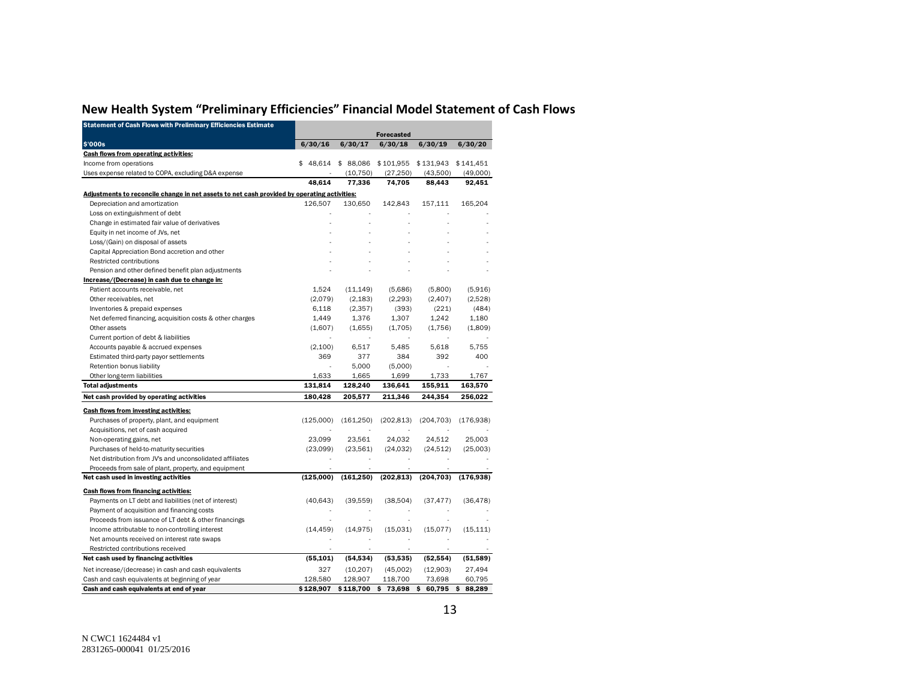## New Health System "Preliminary Efficiencies" Financial Model Statement of Cash Flows

| Statement of Cash Flows with Preliminary Efficiencies Estimate | | | Forecasted | | |
|---|---|---|---|---|---|
| $'000s | 6/30/16 | 6/30/17 | 6/30/18 | 6/30/19 | 6/30/20 |
| **Cash flows from operating activities:** | | | | | |
| Income from operations | $ 48,614 | $ 88,086 | $ 101,955 | $ 131,943 | $ 141,451 |
| Uses expense related to COPA, excluding D&A expense | - | (10,750) | (27,250) | (43,500) | (49,000) |
| | **48,614** | **77,336** | **74,705** | **88,443** | **92,451** |
| **Adjustments to reconcile change in net assets to net cash provided by operating activities:** | | | | | |
| Depreciation and amortization | 126,507 | 130,650 | 142,843 | 157,111 | 165,204 |
| Loss on extinguishment of debt | - | - | - | - | - |
| Change in estimated fair value of derivatives | - | - | - | - | - |
| Equity in net income of JVs, net | - | - | - | - | - |
| Loss/(Gain) on disposal of assets | - | - | - | - | - |
| Capital Appreciation Bond accretion and other | - | - | - | - | - |
| Restricted contributions | - | - | - | - | - |
| Pension and other defined benefit plan adjustments | - | - | - | - | - |
| **Increase/(Decrease) in cash due to change in:** | | | | | |
| Patient accounts receivable, net | 1,524 | (11,149) | (5,686) | (5,800) | (5,916) |
| Other receivables, net | (2,079) | (2,183) | (2,293) | (2,407) | (2,528) |
| Inventories & prepaid expenses | 6,118 | (2,357) | (393) | (221) | (484) |
| Net deferred financing, acquisition costs & other charges | 1,449 | 1,376 | 1,307 | 1,242 | 1,180 |
| Other assets | (1,607) | (1,655) | (1,705) | (1,756) | (1,809) |
| Current portion of debt & liabilities | - | - | - | - | - |
| Accounts payable & accrued expenses | (2,100) | 6,517 | 5,485 | 5,618 | 5,755 |
| Estimated third-party payor settlements | 369 | 377 | 384 | 392 | 400 |
| Retention bonus liability | - | 5,000 | (5,000) | - | - |
| Other long-term liabilities | 1,633 | 1,665 | 1,699 | 1,733 | 1,767 |
| **Total adjustments** | **131,814** | **128,240** | **136,641** | **155,911** | **163,570** |
| **Net cash provided by operating activities** | **180,428** | **205,577** | **211,346** | **244,354** | **256,022** |
| **Cash flows from investing activities:** | | | | | |
| Purchases of property, plant, and equipment | (125,000) | (161,250) | (202,813) | (204,703) | (176,938) |
| Acquisitions, net of cash acquired | - | - | - | - | - |
| Non-operating gains, net | 23,099 | 23,561 | 24,032 | 24,512 | 25,003 |
| Purchases of held-to-maturity securities | (23,099) | (23,561) | (24,032) | (24,512) | (25,003) |
| Net distribution from JV's and unconsolidated affiliates | - | - | - | - | - |
| Proceeds from sale of plant, property, and equipment | - | - | - | - | - |
| **Net cash used in investing activities** | **(125,000)** | **(161,250)** | **(202,813)** | **(204,703)** | **(176,938)** |
| **Cash flows from financing activities:** | | | | | |
| Payments on LT debt and liabilities (net of interest) | (40,643) | (39,559) | (38,504) | (37,477) | (36,478) |
| Payment of acquisition and financing costs | - | - | - | - | - |
| Proceeds from issuance of LT debt & other financings | - | - | - | - | - |
| Income attributable to non-controlling interest | (14,459) | (14,975) | (15,031) | (15,077) | (15,111) |
| Net amounts received on interest rate swaps | - | - | - | - | - |
| Restricted contributions received | - | - | - | - | - |
| **Net cash used by financing activities** | **(55,101)** | **(54,534)** | **(53,535)** | **(52,554)** | **(51,589)** |
| Net increase/(decrease) in cash and cash equivalents | 327 | (10,207) | (45,002) | (12,903) | 27,494 |
| Cash and cash equivalents at beginning of year | 128,580 | 128,907 | 118,700 | 73,698 | 60,795 |
| **Cash and cash equivalents at end of year** | **$ 128,907** | **$ 118,700** | **$ 73,698** | **$ 60,795** | **$ 88,289** |

N CWC1 1624484 v1
2831265-000041 01/25/2016